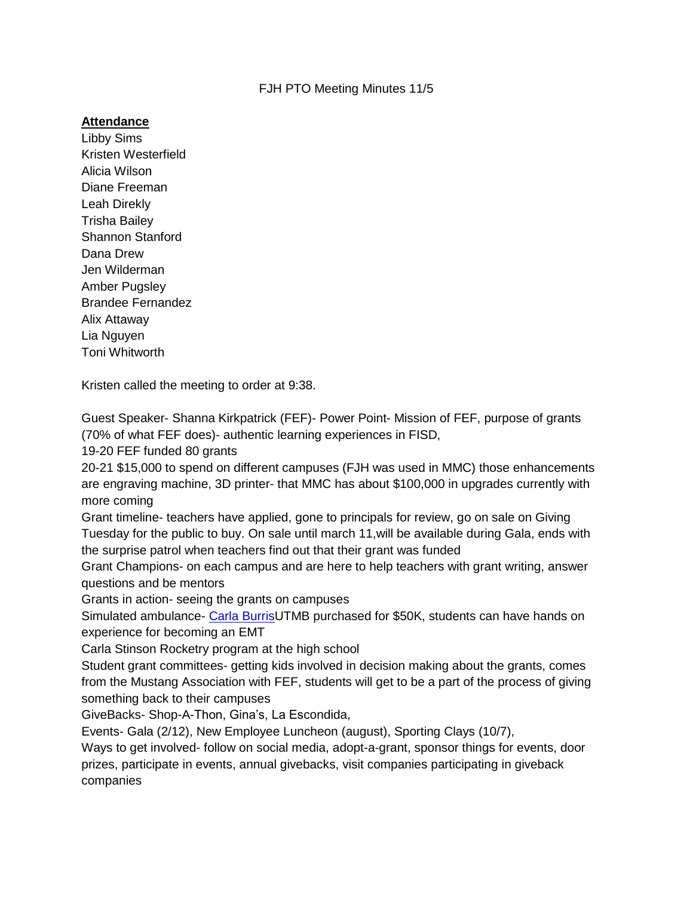FJH PTO Meeting Minutes 11/5

**Attendance**

Libby Sims
Kristen Westerfield
Alicia Wilson
Diane Freeman
Leah Direkly
Trisha Bailey
Shannon Stanford
Dana Drew
Jen Wilderman
Amber Pugsley
Brandee Fernandez
Alix Attaway
Lia Nguyen
Toni Whitworth

Kristen called the meeting to order at 9:38.

Guest Speaker- Shanna Kirkpatrick (FEF)- Power Point- Mission of FEF, purpose of grants (70% of what FEF does)- authentic learning experiences in FISD,
19-20 FEF funded 80 grants
20-21 $15,000 to spend on different campuses (FJH was used in MMC) those enhancements are engraving machine, 3D printer- that MMC has about $100,000 in upgrades currently with more coming
Grant timeline- teachers have applied, gone to principals for review, go on sale on Giving Tuesday for the public to buy. On sale until march 11,will be available during Gala, ends with the surprise patrol when teachers find out that their grant was funded
Grant Champions- on each campus and are here to help teachers with grant writing, answer questions and be mentors
Grants in action- seeing the grants on campuses
Simulated ambulance- Carla BurrisUTMB purchased for $50K, students can have hands on experience for becoming an EMT
Carla Stinson Rocketry program at the high school
Student grant committees- getting kids involved in decision making about the grants, comes from the Mustang Association with FEF, students will get to be a part of the process of giving something back to their campuses
GiveBacks- Shop-A-Thon, Gina's, La Escondida,
Events- Gala (2/12), New Employee Luncheon (august), Sporting Clays (10/7),
Ways to get involved- follow on social media, adopt-a-grant, sponsor things for events, door prizes, participate in events, annual givebacks, visit companies participating in giveback companies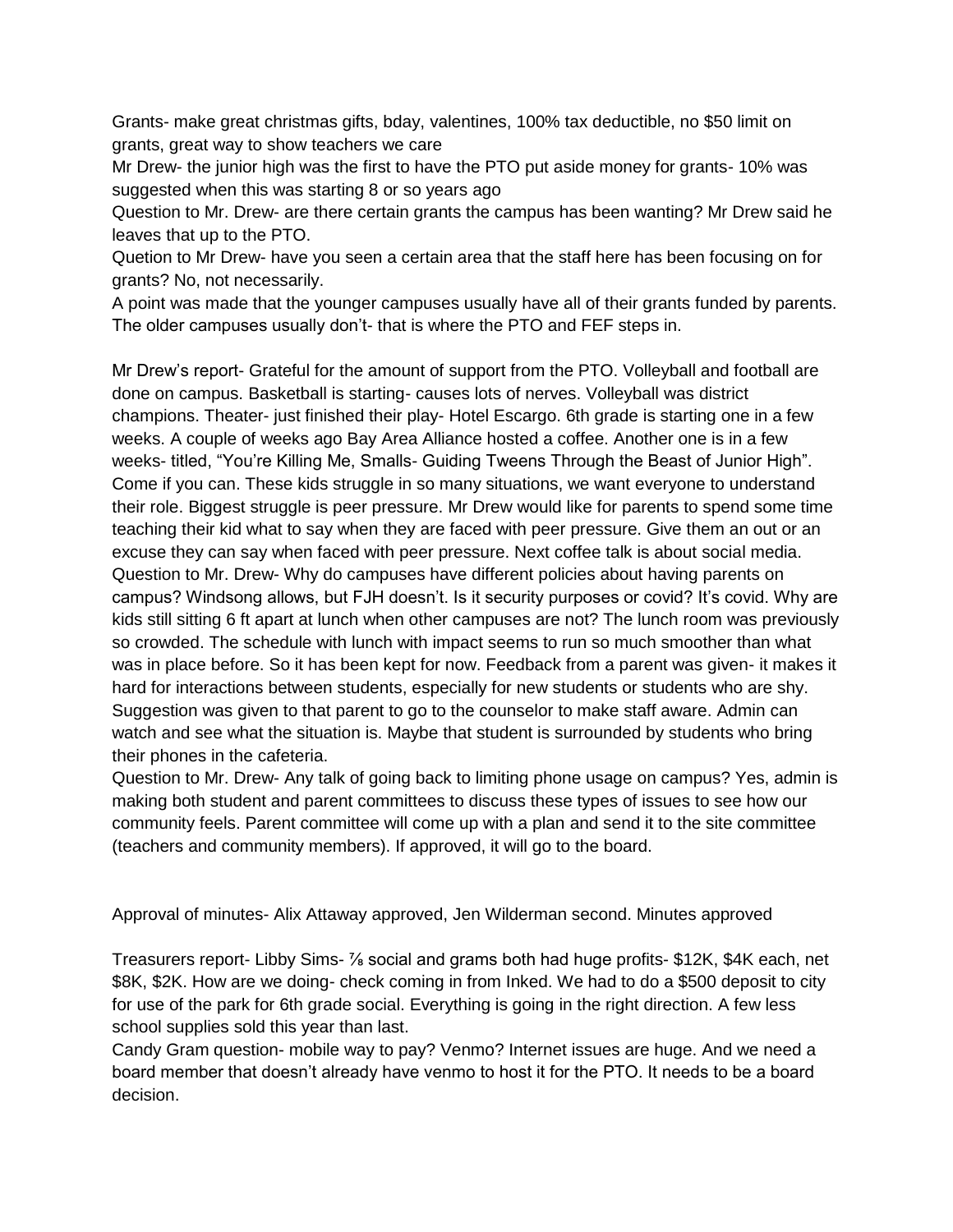Grants- make great christmas gifts, bday, valentines, 100% tax deductible, no $50 limit on grants, great way to show teachers we care

Mr Drew- the junior high was the first to have the PTO put aside money for grants- 10% was suggested when this was starting 8 or so years ago

Question to Mr. Drew- are there certain grants the campus has been wanting? Mr Drew said he leaves that up to the PTO.

Quetion to Mr Drew- have you seen a certain area that the staff here has been focusing on for grants? No, not necessarily.

A point was made that the younger campuses usually have all of their grants funded by parents. The older campuses usually don't- that is where the PTO and FEF steps in.

Mr Drew's report- Grateful for the amount of support from the PTO. Volleyball and football are done on campus. Basketball is starting- causes lots of nerves. Volleyball was district champions. Theater- just finished their play- Hotel Escargo. 6th grade is starting one in a few weeks. A couple of weeks ago Bay Area Alliance hosted a coffee. Another one is in a few weeks- titled, "You're Killing Me, Smalls- Guiding Tweens Through the Beast of Junior High". Come if you can. These kids struggle in so many situations, we want everyone to understand their role. Biggest struggle is peer pressure. Mr Drew would like for parents to spend some time teaching their kid what to say when they are faced with peer pressure. Give them an out or an excuse they can say when faced with peer pressure. Next coffee talk is about social media.

Question to Mr. Drew- Why do campuses have different policies about having parents on campus? Windsong allows, but FJH doesn't. Is it security purposes or covid? It's covid. Why are kids still sitting 6 ft apart at lunch when other campuses are not? The lunch room was previously so crowded. The schedule with lunch with impact seems to run so much smoother than what was in place before. So it has been kept for now. Feedback from a parent was given- it makes it hard for interactions between students, especially for new students or students who are shy. Suggestion was given to that parent to go to the counselor to make staff aware. Admin can watch and see what the situation is. Maybe that student is surrounded by students who bring their phones in the cafeteria.

Question to Mr. Drew- Any talk of going back to limiting phone usage on campus? Yes, admin is making both student and parent committees to discuss these types of issues to see how our community feels. Parent committee will come up with a plan and send it to the site committee (teachers and community members). If approved, it will go to the board.

Approval of minutes- Alix Attaway approved, Jen Wilderman second. Minutes approved

Treasurers report- Libby Sims- ⅞ social and grams both had huge profits- $12K, $4K each, net $8K, $2K. How are we doing- check coming in from Inked. We had to do a $500 deposit to city for use of the park for 6th grade social. Everything is going in the right direction. A few less school supplies sold this year than last.

Candy Gram question- mobile way to pay? Venmo? Internet issues are huge. And we need a board member that doesn't already have venmo to host it for the PTO. It needs to be a board decision.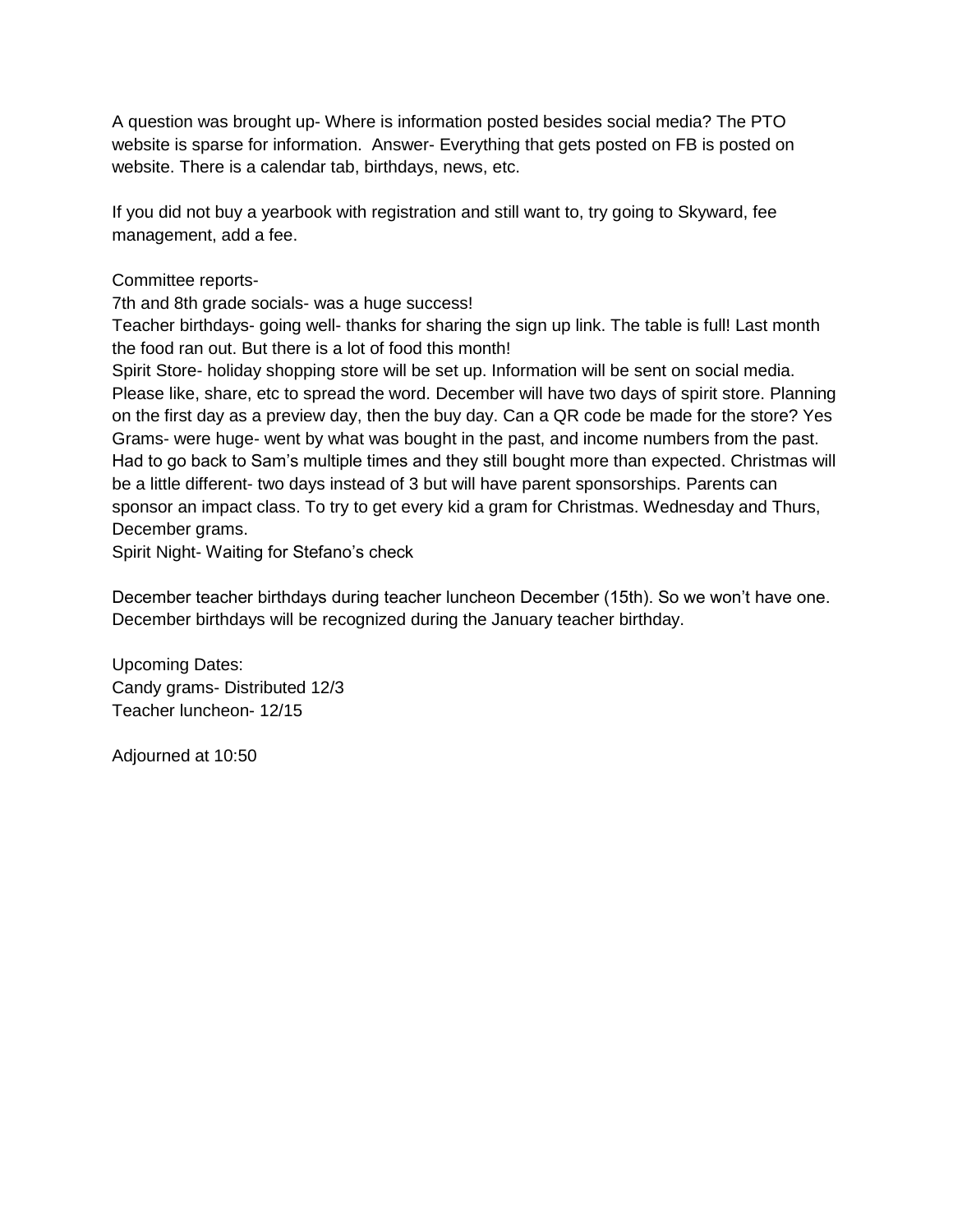A question was brought up- Where is information posted besides social media? The PTO website is sparse for information.  Answer- Everything that gets posted on FB is posted on website. There is a calendar tab, birthdays, news, etc.

If you did not buy a yearbook with registration and still want to, try going to Skyward, fee management, add a fee.

Committee reports-
7th and 8th grade socials- was a huge success!
Teacher birthdays- going well- thanks for sharing the sign up link. The table is full! Last month the food ran out. But there is a lot of food this month!
Spirit Store- holiday shopping store will be set up. Information will be sent on social media. Please like, share, etc to spread the word. December will have two days of spirit store. Planning on the first day as a preview day, then the buy day. Can a QR code be made for the store? Yes
Grams- were huge- went by what was bought in the past, and income numbers from the past. Had to go back to Sam's multiple times and they still bought more than expected. Christmas will be a little different- two days instead of 3 but will have parent sponsorships. Parents can sponsor an impact class. To try to get every kid a gram for Christmas. Wednesday and Thurs, December grams.
Spirit Night- Waiting for Stefano's check

December teacher birthdays during teacher luncheon December (15th). So we won't have one. December birthdays will be recognized during the January teacher birthday.

Upcoming Dates:
Candy grams- Distributed 12/3
Teacher luncheon- 12/15

Adjourned at 10:50